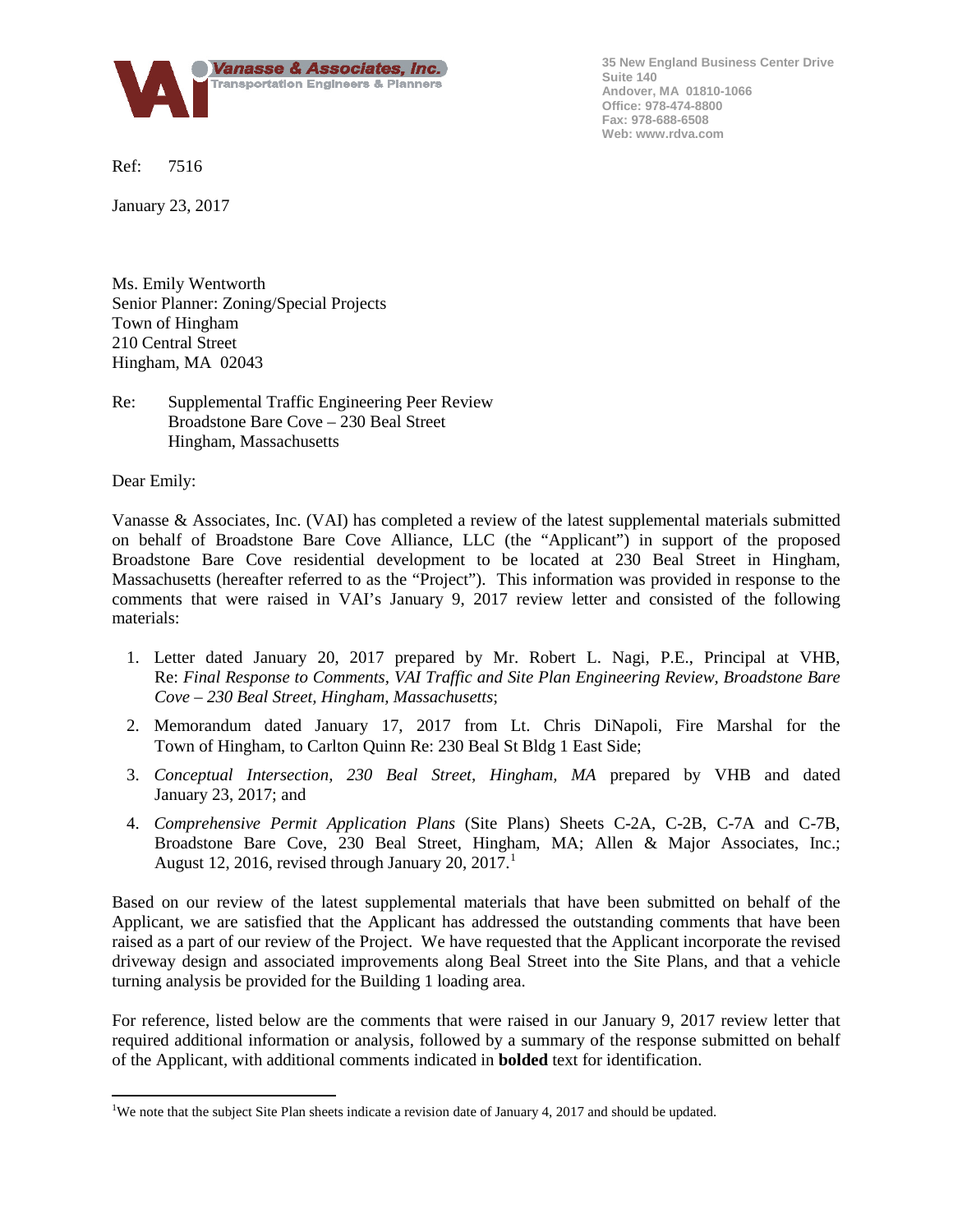**Vanasse & Associates, Inc.**
Transportation Engineers & Planners

35 New England Business Center Drive
Suite 140
Andover, MA 01810-1066
Office: 978-474-8800
Fax: 978-688-6508
Web: www.rdva.com

Ref: 7516

January 23, 2017

Ms. Emily Wentworth
Senior Planner: Zoning/Special Projects
Town of Hingham
210 Central Street
Hingham, MA 02043

Re: Supplemental Traffic Engineering Peer Review
Broadstone Bare Cove – 230 Beal Street
Hingham, Massachusetts

Dear Emily:

Vanasse & Associates, Inc. (VAI) has completed a review of the latest supplemental materials submitted on behalf of Broadstone Bare Cove Alliance, LLC (the "Applicant") in support of the proposed Broadstone Bare Cove residential development to be located at 230 Beal Street in Hingham, Massachusetts (hereafter referred to as the "Project"). This information was provided in response to the comments that were raised in VAI's January 9, 2017 review letter and consisted of the following materials:

1. Letter dated January 20, 2017 prepared by Mr. Robert L. Nagi, P.E., Principal at VHB, Re: *Final Response to Comments, VAI Traffic and Site Plan Engineering Review, Broadstone Bare Cove – 230 Beal Street, Hingham, Massachusetts*;
2. Memorandum dated January 17, 2017 from Lt. Chris DiNapoli, Fire Marshal for the Town of Hingham, to Carlton Quinn Re: 230 Beal St Bldg 1 East Side;
3. *Conceptual Intersection, 230 Beal Street, Hingham, MA* prepared by VHB and dated January 23, 2017; and
4. *Comprehensive Permit Application Plans* (Site Plans) Sheets C-2A, C-2B, C-7A and C-7B, Broadstone Bare Cove, 230 Beal Street, Hingham, MA; Allen & Major Associates, Inc.; August 12, 2016, revised through January 20, 2017.[1]

Based on our review of the latest supplemental materials that have been submitted on behalf of the Applicant, we are satisfied that the Applicant has addressed the outstanding comments that have been raised as a part of our review of the Project. We have requested that the Applicant incorporate the revised driveway design and associated improvements along Beal Street into the Site Plans, and that a vehicle turning analysis be provided for the Building 1 loading area.

For reference, listed below are the comments that were raised in our January 9, 2017 review letter that required additional information or analysis, followed by a summary of the response submitted on behalf of the Applicant, with additional comments indicated in **bolded** text for identification.

[1] We note that the subject Site Plan sheets indicate a revision date of January 4, 2017 and should be updated.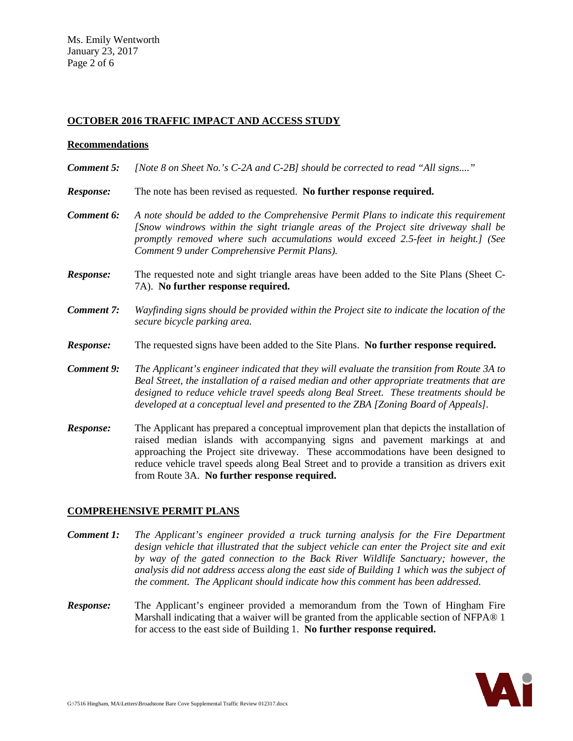## OCTOBER 2016 TRAFFIC IMPACT AND ACCESS STUDY

### Recommendations

***Comment 5:*** *[Note 8 on Sheet No.'s C-2A and C-2B] should be corrected to read "All signs...."*

***Response:*** The note has been revised as requested. **No further response required.**

***Comment 6:*** *A note should be added to the Comprehensive Permit Plans to indicate this requirement [Snow windrows within the sight triangle areas of the Project site driveway shall be promptly removed where such accumulations would exceed 2.5-feet in height.] (See Comment 9 under Comprehensive Permit Plans).*

***Response:*** The requested note and sight triangle areas have been added to the Site Plans (Sheet C-7A). **No further response required.**

***Comment 7:*** *Wayfinding signs should be provided within the Project site to indicate the location of the secure bicycle parking area.*

***Response:*** The requested signs have been added to the Site Plans. **No further response required.**

***Comment 9:*** *The Applicant's engineer indicated that they will evaluate the transition from Route 3A to Beal Street, the installation of a raised median and other appropriate treatments that are designed to reduce vehicle travel speeds along Beal Street. These treatments should be developed at a conceptual level and presented to the ZBA [Zoning Board of Appeals].*

***Response:*** The Applicant has prepared a conceptual improvement plan that depicts the installation of raised median islands with accompanying signs and pavement markings at and approaching the Project site driveway. These accommodations have been designed to reduce vehicle travel speeds along Beal Street and to provide a transition as drivers exit from Route 3A. **No further response required.**

## COMPREHENSIVE PERMIT PLANS

***Comment 1:*** *The Applicant's engineer provided a truck turning analysis for the Fire Department design vehicle that illustrated that the subject vehicle can enter the Project site and exit by way of the gated connection to the Back River Wildlife Sanctuary; however, the analysis did not address access along the east side of Building 1 which was the subject of the comment. The Applicant should indicate how this comment has been addressed.*

***Response:*** The Applicant's engineer provided a memorandum from the Town of Hingham Fire Marshall indicating that a waiver will be granted from the applicable section of NFPA® 1 for access to the east side of Building 1. **No further response required.**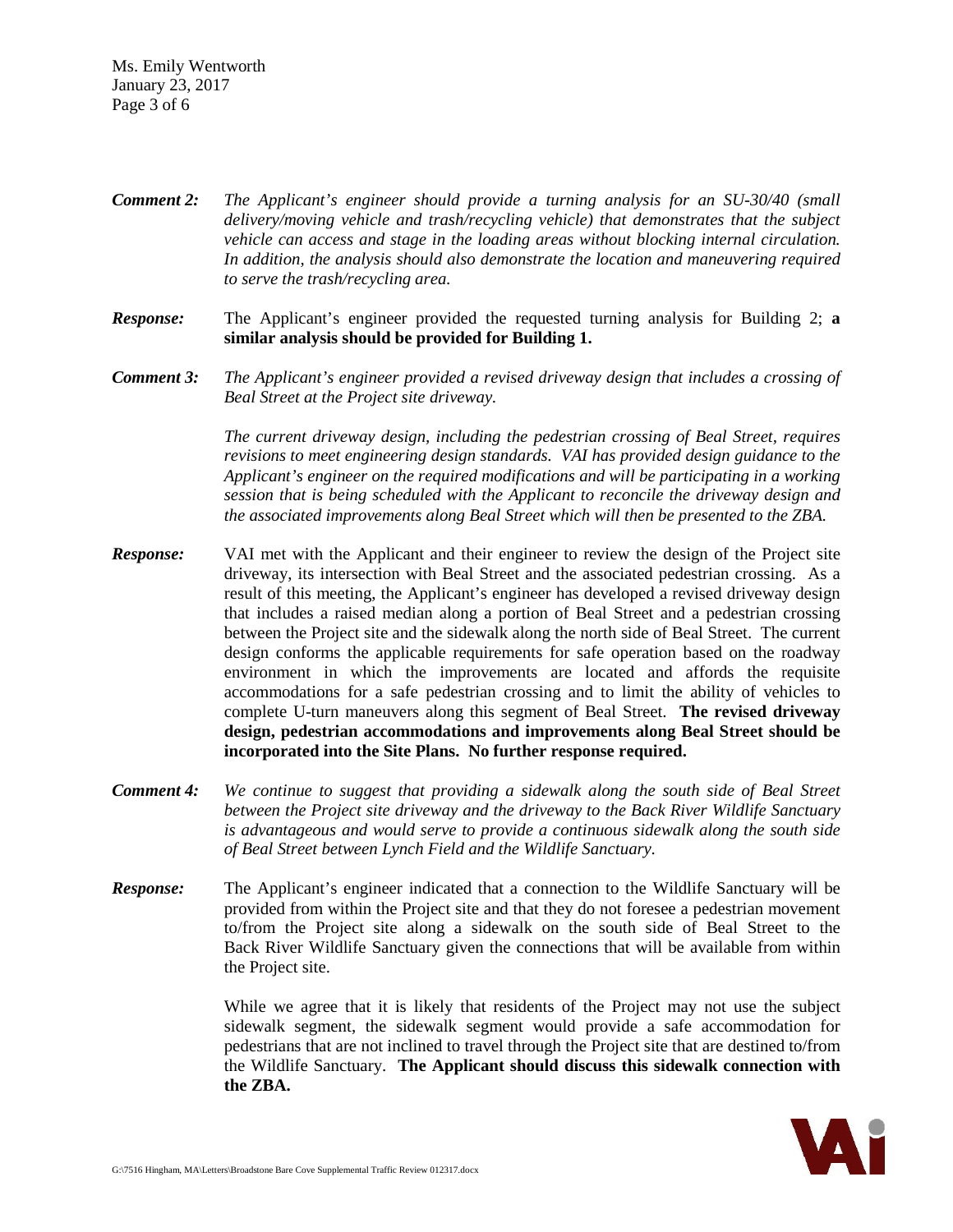***Comment 2:*** *The Applicant's engineer should provide a turning analysis for an SU-30/40 (small delivery/moving vehicle and trash/recycling vehicle) that demonstrates that the subject vehicle can access and stage in the loading areas without blocking internal circulation. In addition, the analysis should also demonstrate the location and maneuvering required to serve the trash/recycling area.*

***Response:*** The Applicant's engineer provided the requested turning analysis for Building 2; **a similar analysis should be provided for Building 1.**

***Comment 3:*** *The Applicant's engineer provided a revised driveway design that includes a crossing of Beal Street at the Project site driveway.*

*The current driveway design, including the pedestrian crossing of Beal Street, requires revisions to meet engineering design standards. VAI has provided design guidance to the Applicant's engineer on the required modifications and will be participating in a working session that is being scheduled with the Applicant to reconcile the driveway design and the associated improvements along Beal Street which will then be presented to the ZBA.*

***Response:*** VAI met with the Applicant and their engineer to review the design of the Project site driveway, its intersection with Beal Street and the associated pedestrian crossing. As a result of this meeting, the Applicant's engineer has developed a revised driveway design that includes a raised median along a portion of Beal Street and a pedestrian crossing between the Project site and the sidewalk along the north side of Beal Street. The current design conforms the applicable requirements for safe operation based on the roadway environment in which the improvements are located and affords the requisite accommodations for a safe pedestrian crossing and to limit the ability of vehicles to complete U-turn maneuvers along this segment of Beal Street. **The revised driveway design, pedestrian accommodations and improvements along Beal Street should be incorporated into the Site Plans. No further response required.**

***Comment 4:*** *We continue to suggest that providing a sidewalk along the south side of Beal Street between the Project site driveway and the driveway to the Back River Wildlife Sanctuary is advantageous and would serve to provide a continuous sidewalk along the south side of Beal Street between Lynch Field and the Wildlife Sanctuary.*

***Response:*** The Applicant's engineer indicated that a connection to the Wildlife Sanctuary will be provided from within the Project site and that they do not foresee a pedestrian movement to/from the Project site along a sidewalk on the south side of Beal Street to the Back River Wildlife Sanctuary given the connections that will be available from within the Project site.

While we agree that it is likely that residents of the Project may not use the subject sidewalk segment, the sidewalk segment would provide a safe accommodation for pedestrians that are not inclined to travel through the Project site that are destined to/from the Wildlife Sanctuary. **The Applicant should discuss this sidewalk connection with the ZBA.**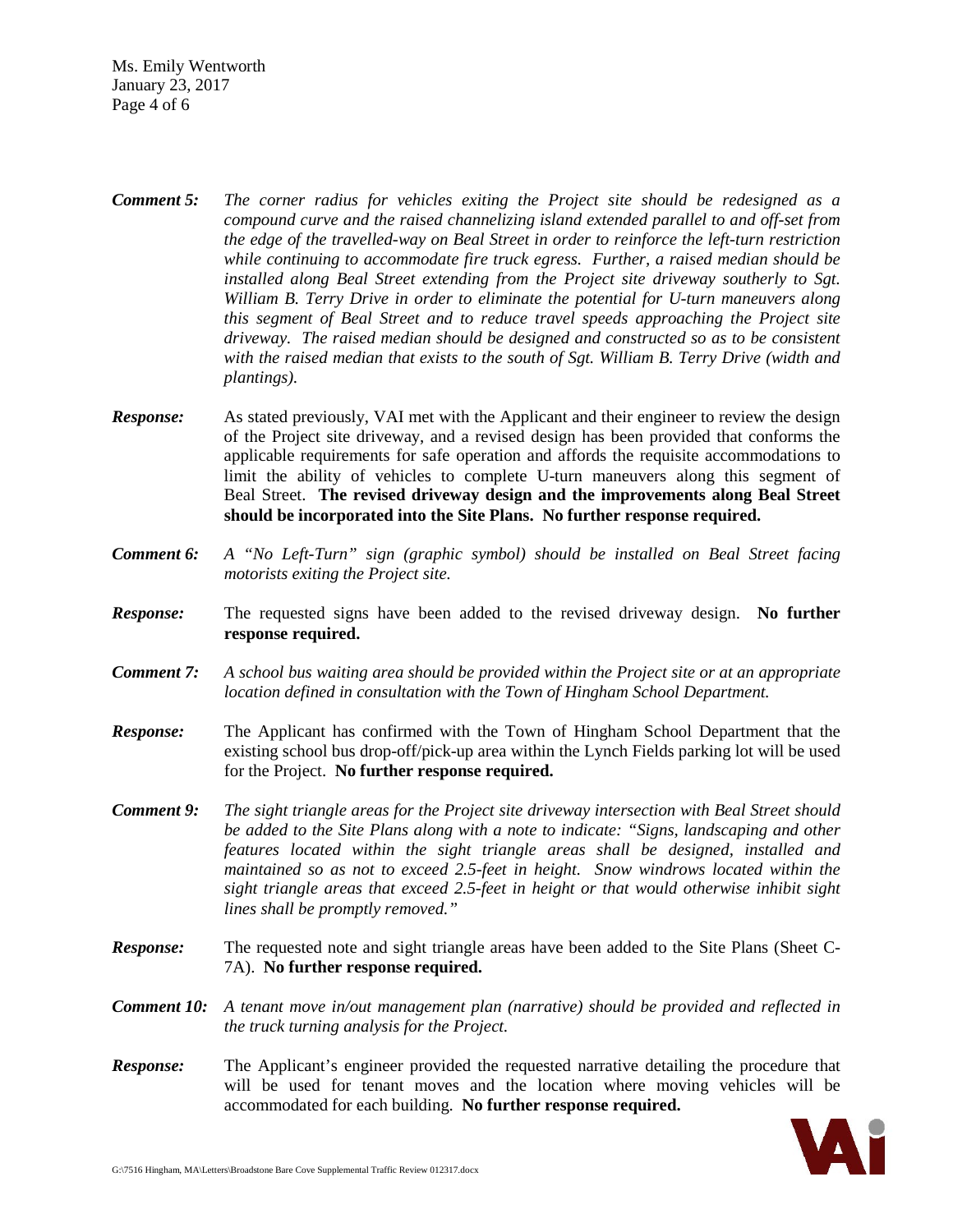**Comment 5:** *The corner radius for vehicles exiting the Project site should be redesigned as a compound curve and the raised channelizing island extended parallel to and off-set from the edge of the travelled-way on Beal Street in order to reinforce the left-turn restriction while continuing to accommodate fire truck egress. Further, a raised median should be installed along Beal Street extending from the Project site driveway southerly to Sgt. William B. Terry Drive in order to eliminate the potential for U-turn maneuvers along this segment of Beal Street and to reduce travel speeds approaching the Project site driveway. The raised median should be designed and constructed so as to be consistent with the raised median that exists to the south of Sgt. William B. Terry Drive (width and plantings).*

**Response:** As stated previously, VAI met with the Applicant and their engineer to review the design of the Project site driveway, and a revised design has been provided that conforms the applicable requirements for safe operation and affords the requisite accommodations to limit the ability of vehicles to complete U-turn maneuvers along this segment of Beal Street. **The revised driveway design and the improvements along Beal Street should be incorporated into the Site Plans. No further response required.**

**Comment 6:** *A "No Left-Turn" sign (graphic symbol) should be installed on Beal Street facing motorists exiting the Project site.*

**Response:** The requested signs have been added to the revised driveway design. **No further response required.**

**Comment 7:** *A school bus waiting area should be provided within the Project site or at an appropriate location defined in consultation with the Town of Hingham School Department.*

**Response:** The Applicant has confirmed with the Town of Hingham School Department that the existing school bus drop-off/pick-up area within the Lynch Fields parking lot will be used for the Project. **No further response required.**

**Comment 9:** *The sight triangle areas for the Project site driveway intersection with Beal Street should be added to the Site Plans along with a note to indicate: "Signs, landscaping and other features located within the sight triangle areas shall be designed, installed and maintained so as not to exceed 2.5-feet in height. Snow windrows located within the sight triangle areas that exceed 2.5-feet in height or that would otherwise inhibit sight lines shall be promptly removed."*

**Response:** The requested note and sight triangle areas have been added to the Site Plans (Sheet C-7A). **No further response required.**

**Comment 10:** *A tenant move in/out management plan (narrative) should be provided and reflected in the truck turning analysis for the Project.*

**Response:** The Applicant's engineer provided the requested narrative detailing the procedure that will be used for tenant moves and the location where moving vehicles will be accommodated for each building. **No further response required.**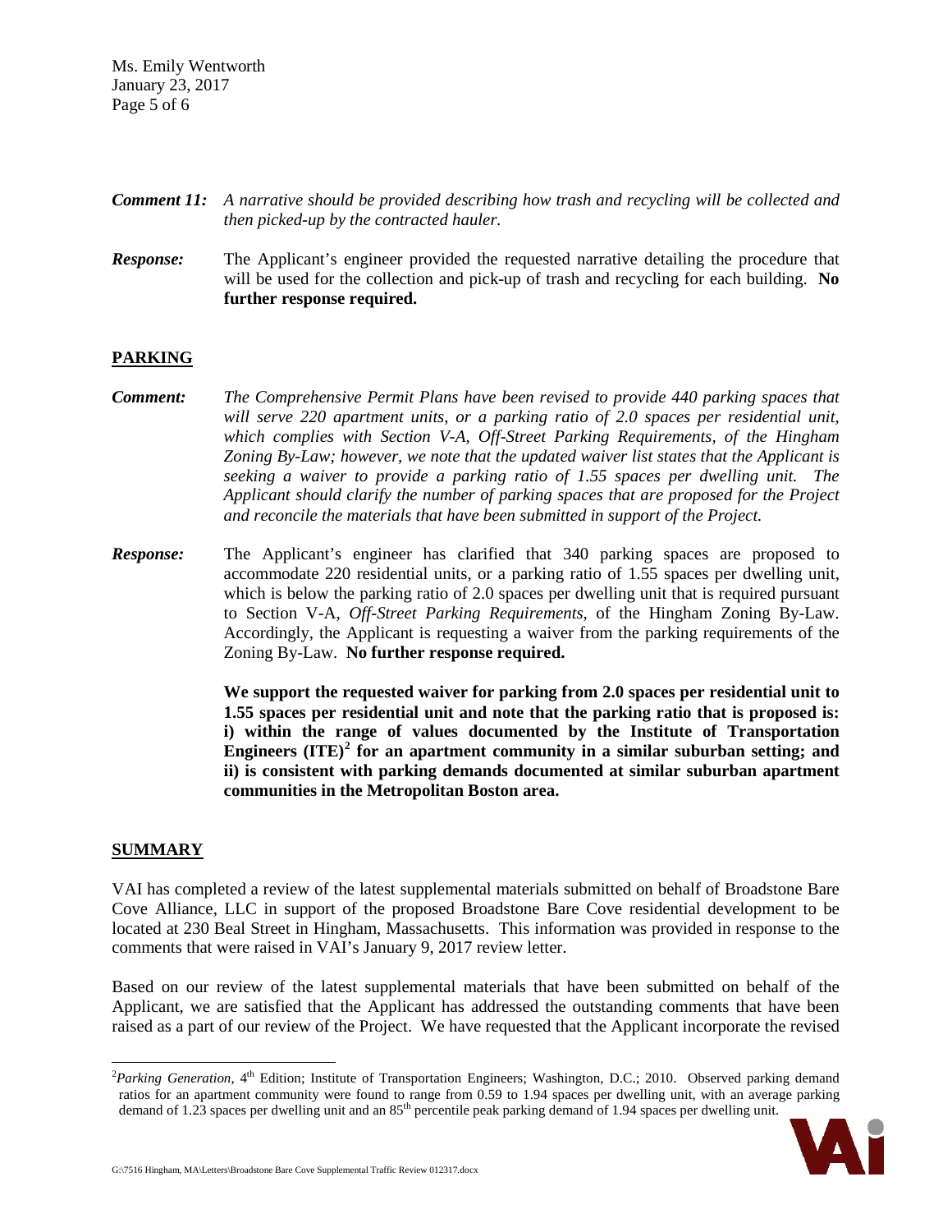***Comment 11:*** *A narrative should be provided describing how trash and recycling will be collected and then picked-up by the contracted hauler.*

***Response:*** The Applicant's engineer provided the requested narrative detailing the procedure that will be used for the collection and pick-up of trash and recycling for each building. **No further response required.**

## PARKING

***Comment:*** *The Comprehensive Permit Plans have been revised to provide 440 parking spaces that will serve 220 apartment units, or a parking ratio of 2.0 spaces per residential unit, which complies with Section V-A, Off-Street Parking Requirements, of the Hingham Zoning By-Law; however, we note that the updated waiver list states that the Applicant is seeking a waiver to provide a parking ratio of 1.55 spaces per dwelling unit. The Applicant should clarify the number of parking spaces that are proposed for the Project and reconcile the materials that have been submitted in support of the Project.*

***Response:*** The Applicant's engineer has clarified that 340 parking spaces are proposed to accommodate 220 residential units, or a parking ratio of 1.55 spaces per dwelling unit, which is below the parking ratio of 2.0 spaces per dwelling unit that is required pursuant to Section V-A, *Off-Street Parking Requirements*, of the Hingham Zoning By-Law. Accordingly, the Applicant is requesting a waiver from the parking requirements of the Zoning By-Law. **No further response required.**

**We support the requested waiver for parking from 2.0 spaces per residential unit to 1.55 spaces per residential unit and note that the parking ratio that is proposed is: i) within the range of values documented by the Institute of Transportation Engineers (ITE)[2] for an apartment community in a similar suburban setting; and ii) is consistent with parking demands documented at similar suburban apartment communities in the Metropolitan Boston area.**

## SUMMARY

VAI has completed a review of the latest supplemental materials submitted on behalf of Broadstone Bare Cove Alliance, LLC in support of the proposed Broadstone Bare Cove residential development to be located at 230 Beal Street in Hingham, Massachusetts. This information was provided in response to the comments that were raised in VAI's January 9, 2017 review letter.

Based on our review of the latest supplemental materials that have been submitted on behalf of the Applicant, we are satisfied that the Applicant has addressed the outstanding comments that have been raised as a part of our review of the Project. We have requested that the Applicant incorporate the revised

---

[2] *Parking Generation*, 4th Edition; Institute of Transportation Engineers; Washington, D.C.; 2010. Observed parking demand ratios for an apartment community were found to range from 0.59 to 1.94 spaces per dwelling unit, with an average parking demand of 1.23 spaces per dwelling unit and an 85th percentile peak parking demand of 1.94 spaces per dwelling unit.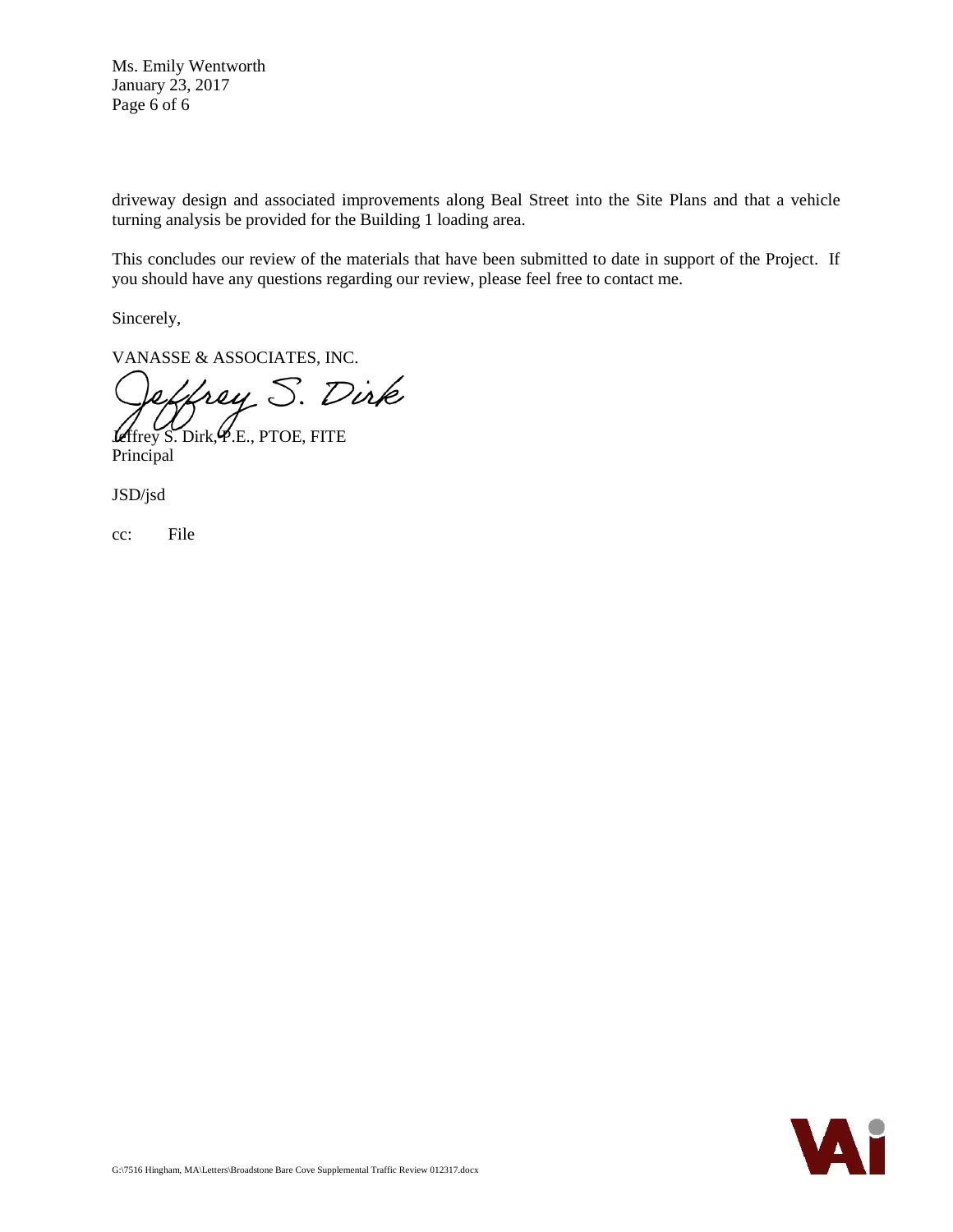driveway design and associated improvements along Beal Street into the Site Plans and that a vehicle turning analysis be provided for the Building 1 loading area.

This concludes our review of the materials that have been submitted to date in support of the Project. If you should have any questions regarding our review, please feel free to contact me.

Sincerely,

VANASSE & ASSOCIATES, INC.

Jeffrey S. Dirk

Jeffrey S. Dirk, P.E., PTOE, FITE
Principal

JSD/jsd

cc: File

G:\7516 Hingham, MA\Letters\Broadstone Bare Cove Supplemental Traffic Review 012317.docx